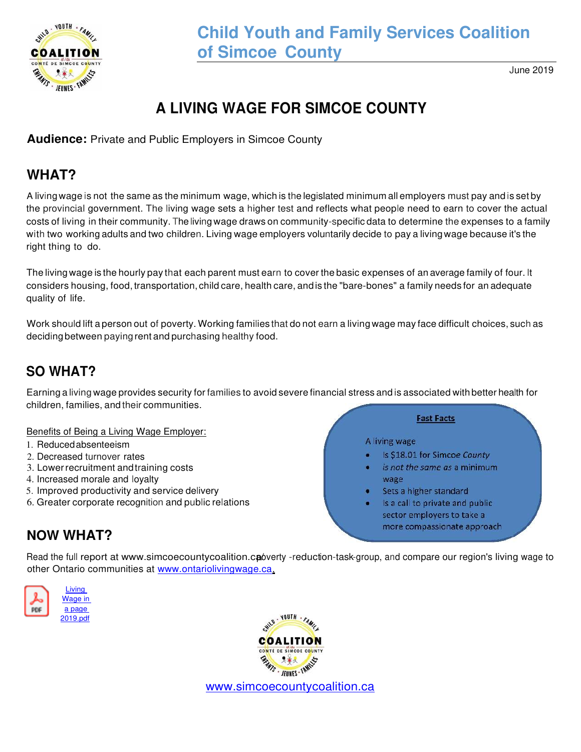# Child Youth and Family Services Coalition of Simcoe County

June 2019

# A LIVING WAGE FOR SIMCOE COUNTY

**Audience:** Private and Public Employers in Simcoe County

## WHAT?

A living wage is not the same as the minimum wage, which is the legislated minimum all employers must pay and is set by the provincial government. The living wage sets a higher test and reflects what people need to earn to cover the actual costs of living in their community. The living wage draws on community-specific data to determine the expenses to a family with two working adults and two children. Living wage employers voluntarily decide to pay a living wage because it's the right thing to do.

The living wage is the hourly pay that each parent must earn to cover the basic expenses of an average family of four. It considers housing, food, transportation, child care, health care, and is the "bare-bones" a family needs for an adequate quality of life.

Work should lift a person out of poverty. Working families that do not earn a living wage may face difficult choices, such as deciding between paying rent and purchasing healthy food.

## SO WHAT?

Earning a living wage provides security for families to avoid severe financial stress and is associated with better health for children, families, and their communities.

Benefits of Being a Living Wage Employer:

1. Reduced absenteeism
2. Decreased turnover rates
3. Lower recruitment and training costs
4. Increased morale and loyalty
5. Improved productivity and service delivery
6. Greater corporate recognition and public relations

**Fast Facts**

A living wage

- Is $18.01 for Simcoe *County*
- *is not the same as* a minimum wage
- Sets a higher standard
- Is a call to private and public sector employers to take a more compassionate approach

## NOW WHAT?

Read the full report at www.simcoecountycoalition.ca/poverty-reduction-task-group, and compare our region's living wage to other Ontario communities at [www.ontariolivingwage.ca](www.ontariolivingwage.ca).

[Living Wage in a page 2019.pdf]

[www.simcoecountycoalition.ca](www.simcoecountycoalition.ca)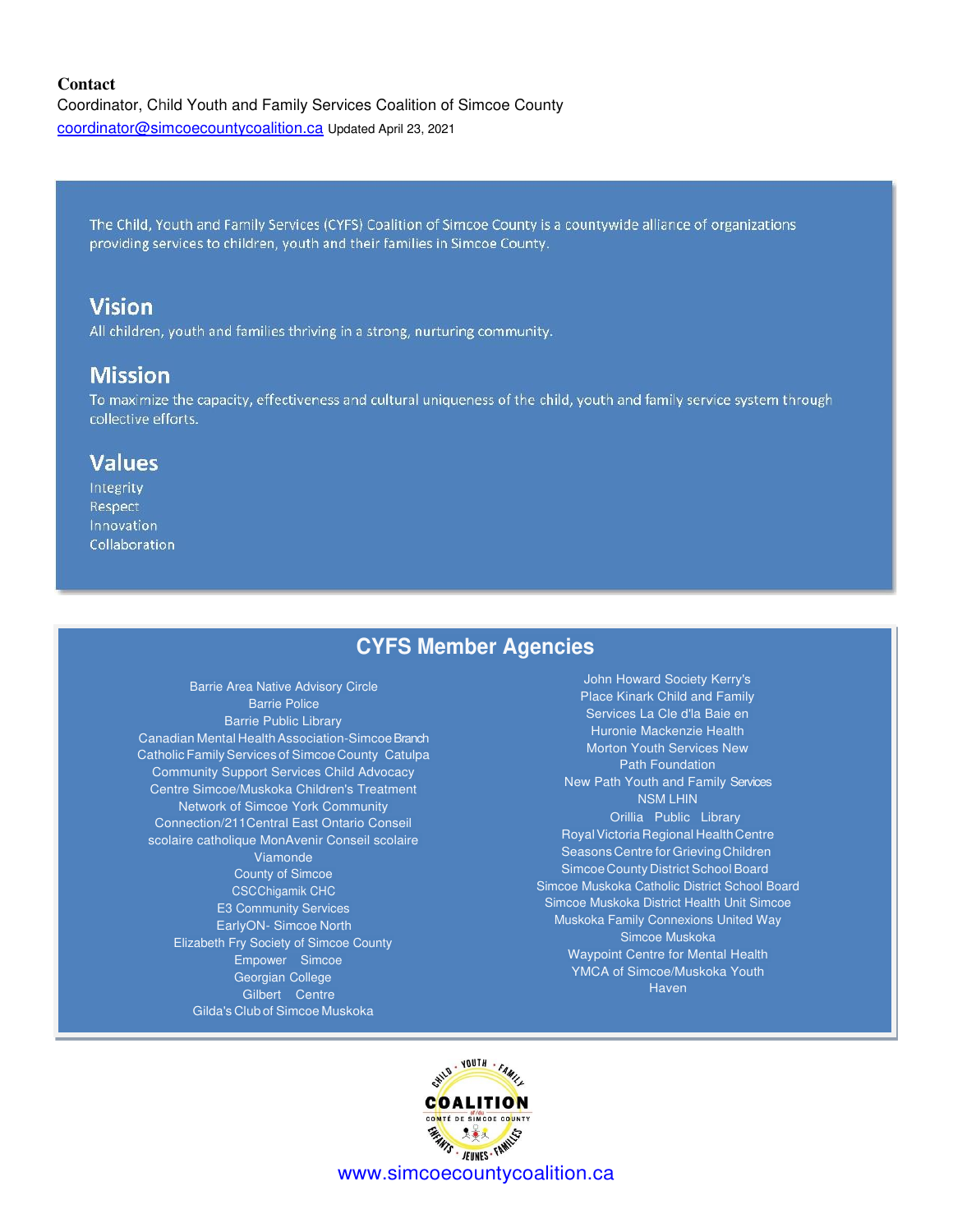**Contact**

Coordinator, Child Youth and Family Services Coalition of Simcoe County

coordinator@simcoecountycoalition.ca Updated April 23, 2021

The Child, Youth and Family Services (CYFS) Coalition of Simcoe County is a countywide alliance of organizations providing services to children, youth and their families in Simcoe County.

## Vision

All children, youth and families thriving in a strong, nurturing community.

## Mission

To maximize the capacity, effectiveness and cultural uniqueness of the child, youth and family service system through collective efforts.

## Values

Integrity
Respect
Innovation
Collaboration

## CYFS Member Agencies

Barrie Area Native Advisory Circle
Barrie Police
Barrie Public Library
Canadian Mental Health Association-Simcoe Branch
Catholic Family Services of Simcoe County Catulpa
Community Support Services Child Advocacy
Centre Simcoe/Muskoka Children's Treatment
Network of Simcoe York Community
Connection/211Central East Ontario Conseil
scolaire catholique MonAvenir Conseil scolaire
Viamonde
County of Simcoe
CSCChigamik CHC
E3 Community Services
EarlyON- Simcoe North
Elizabeth Fry Society of Simcoe County
Empower Simcoe
Georgian College
Gilbert Centre
Gilda's Club of Simcoe Muskoka

John Howard Society Kerry's
Place Kinark Child and Family
Services La Cle d'la Baie en
Huronie Mackenzie Health
Morton Youth Services New
Path Foundation
New Path Youth and Family Services
NSM LHIN
Orillia Public Library
Royal Victoria Regional Health Centre
Seasons Centre for Grieving Children
Simcoe County District School Board
Simcoe Muskoka Catholic District School Board
Simcoe Muskoka District Health Unit Simcoe
Muskoka Family Connexions United Way
Simcoe Muskoka
Waypoint Centre for Mental Health
YMCA of Simcoe/Muskoka Youth
Haven

CHILD · YOUTH · FAMILY
COALITION
of/du
COMTÉ DE SIMCOE COUNTY
ENFANTS · JEUNES · FAMILLES

www.simcoecountycoalition.ca